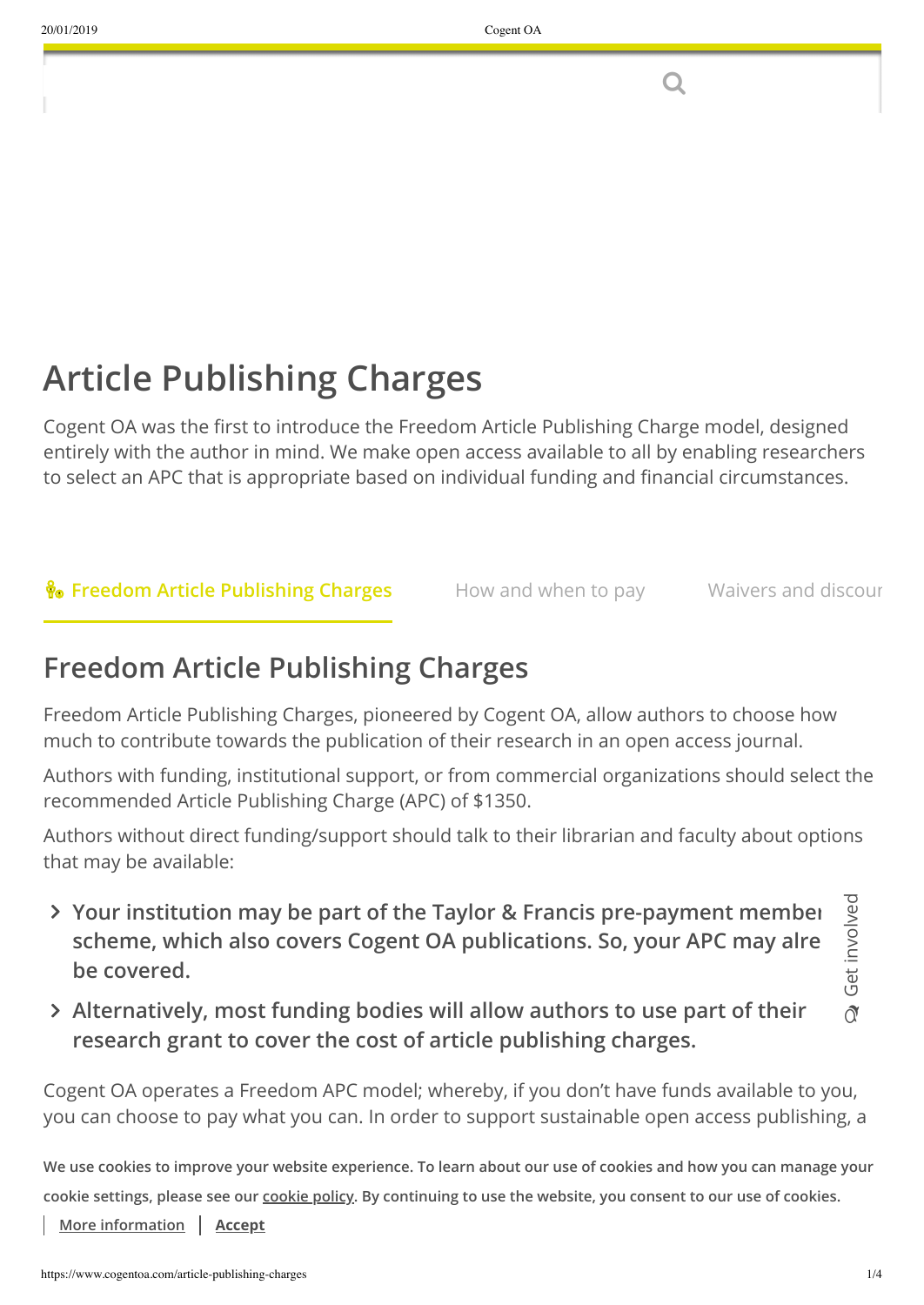# Article Publishing Charges

Cogent OA was the first to introduce the Freedom Article Publishing Charge model, designed entirely with the author in mind. We make open access available to all by enabling researchers to select an APC that is appropriate based on individual funding and financial circumstances.

Freedom Article Publishing Charges | How and when to pay | Waivers and discour

## Freedom Article Publishing Charges

Freedom Article Publishing Charges, pioneered by Cogent OA, allow authors to choose how much to contribute towards the publication of their research in an open access journal.

Authors with funding, institutional support, or from commercial organizations should select the recommended Article Publishing Charge (APC) of $1350.

Authors without direct funding/support should talk to their librarian and faculty about options that may be available:

- **Your institution may be part of the Taylor & Francis pre-payment membe scheme, which also covers Cogent OA publications. So, your APC may alre be covered.**
- **Alternatively, most funding bodies will allow authors to use part of their research grant to cover the cost of article publishing charges.**

Get involved

Cogent OA operates a Freedom APC model; whereby, if you don't have funds available to you, you can choose to pay what you can. In order to support sustainable open access publishing, a

We use cookies to improve your website experience. To learn about our use of cookies and how you can manage your cookie settings, please see our cookie policy. By continuing to use the website, you consent to our use of cookies.

More information | Accept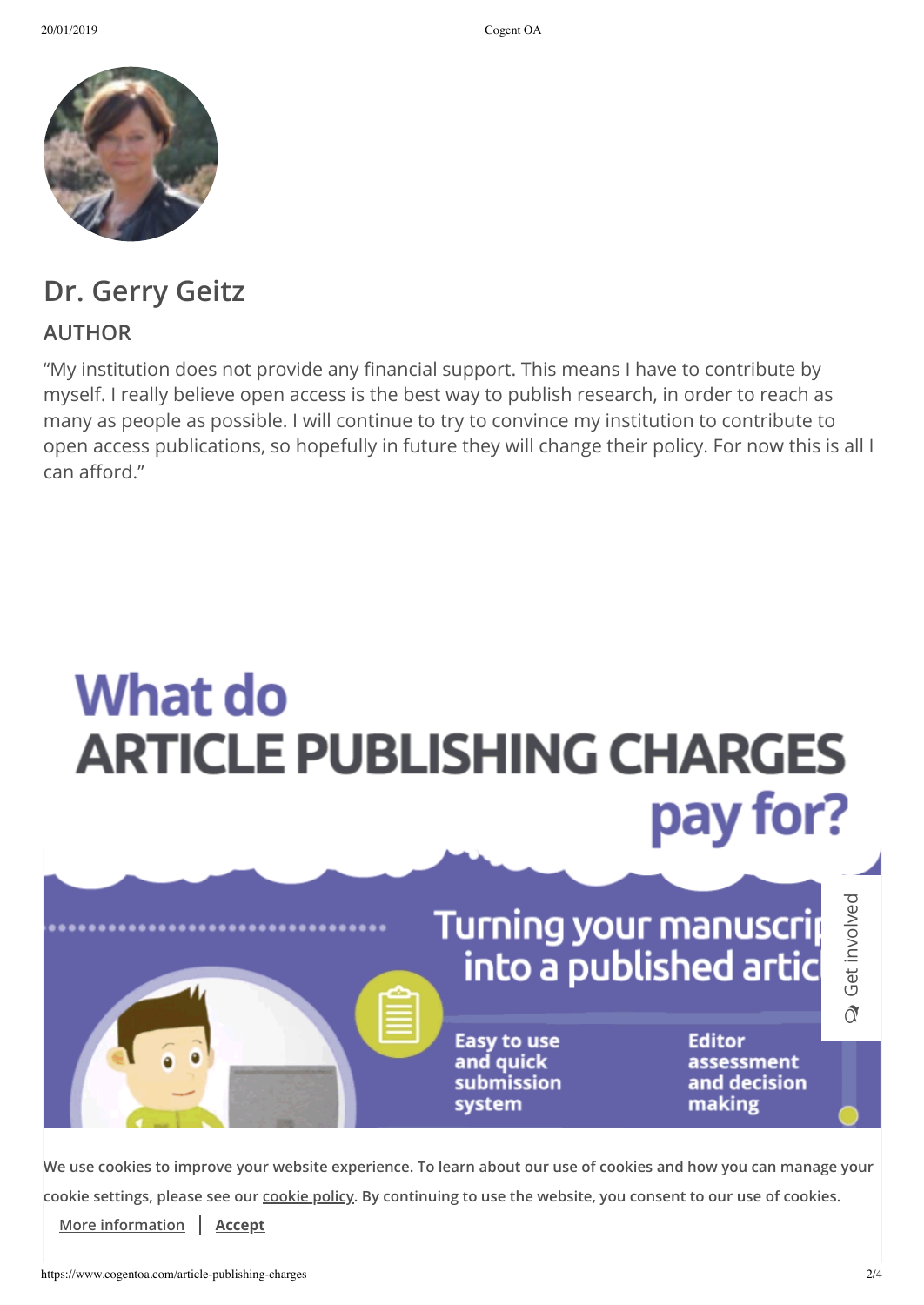## Dr. Gerry Geitz

### AUTHOR

"My institution does not provide any financial support. This means I have to contribute by myself. I really believe open access is the best way to publish research, in order to reach as many as people as possible. I will continue to try to convince my institution to contribute to open access publications, so hopefully in future they will change their policy. For now this is all I can afford."

# What do ARTICLE PUBLISHING CHARGES pay for?

Turning your manuscript into a published article

Easy to use and quick submission system

Editor assessment and decision making

Get involved

We use cookies to improve your website experience. To learn about our use of cookies and how you can manage your cookie settings, please see our cookie policy. By continuing to use the website, you consent to our use of cookies.

More information | Accept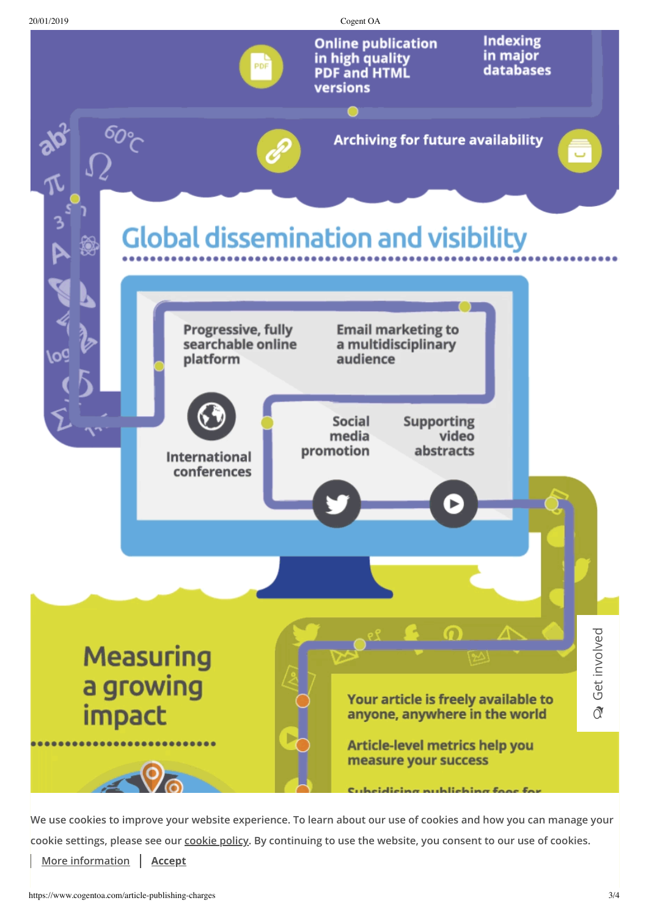Online publication in high quality PDF and HTML versions

Indexing in major databases

Archiving for future availability

## Global dissemination and visibility

Progressive, fully searchable online platform

Email marketing to a multidisciplinary audience

International conferences

Social media promotion

Supporting video abstracts

## Measuring a growing impact

Your article is freely available to anyone, anywhere in the world

Article-level metrics help you measure your success

Get involved

We use cookies to improve your website experience. To learn about our use of cookies and how you can manage your cookie settings, please see our cookie policy. By continuing to use the website, you consent to our use of cookies.

More information | Accept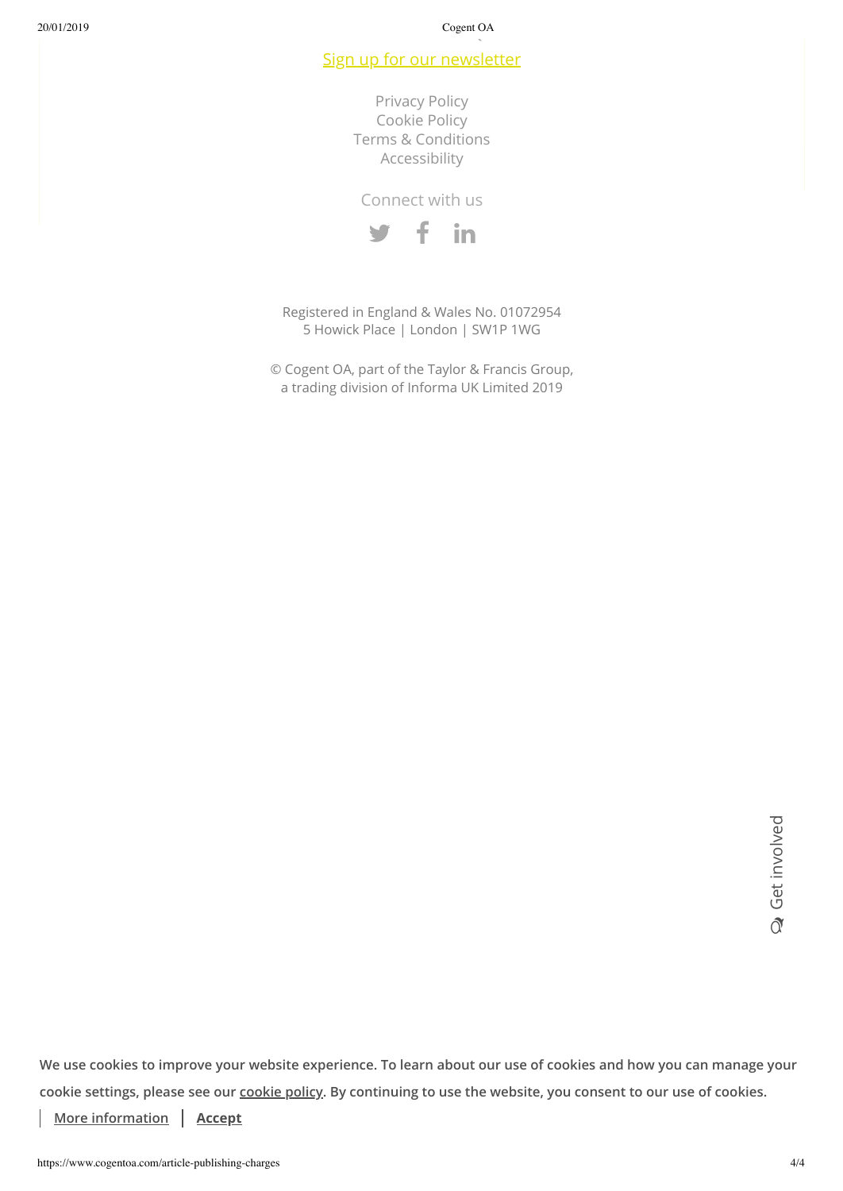Sign up for our newsletter

Privacy Policy
Cookie Policy
Terms & Conditions
Accessibility

Connect with us

Registered in England & Wales No. 01072954
5 Howick Place | London | SW1P 1WG

© Cogent OA, part of the Taylor & Francis Group,
a trading division of Informa UK Limited 2019

Get involved

**We use cookies to improve your website experience. To learn about our use of cookies and how you can manage your cookie settings, please see our cookie policy. By continuing to use the website, you consent to our use of cookies.**

**More information** | **Accept**